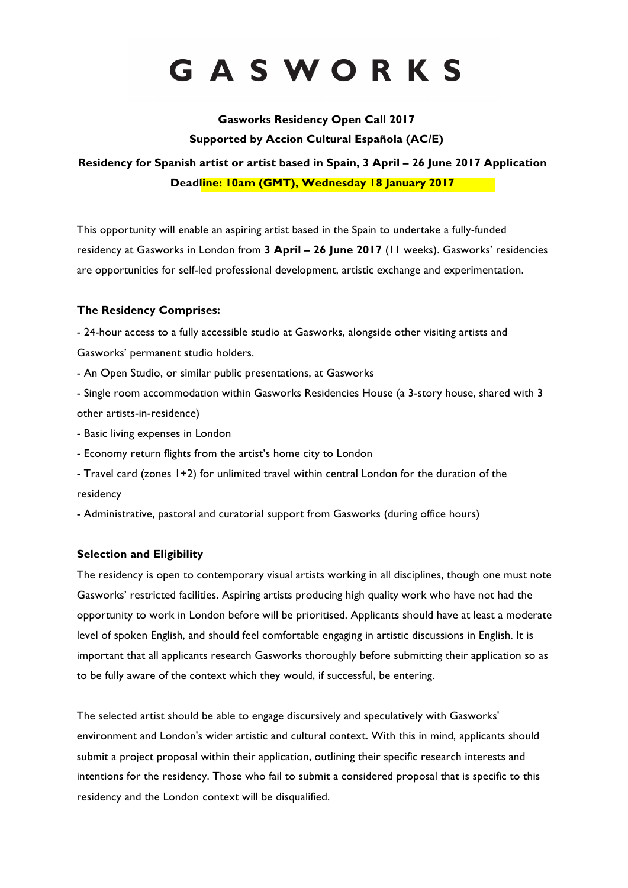# GASWORKS

**Gasworks Residency Open Call 2017**

**Supported by Accion Cultural Española (AC/E)**

**Residency for Spanish artist or artist based in Spain, 3 April – 26 June 2017 Application Deadline: 10am (GMT), Wednesday 18 January 2017**

This opportunity will enable an aspiring artist based in the Spain to undertake a fully-funded residency at Gasworks in London from **3 April – 26 June 2017** (11 weeks). Gasworks' residencies are opportunities for self-led professional development, artistic exchange and experimentation.

### The Residency Comprises:

- 24-hour access to a fully accessible studio at Gasworks, alongside other visiting artists and Gasworks' permanent studio holders.
- An Open Studio, or similar public presentations, at Gasworks
- Single room accommodation within Gasworks Residencies House (a 3-story house, shared with 3 other artists-in-residence)
- Basic living expenses in London
- Economy return flights from the artist's home city to London
- Travel card (zones 1+2) for unlimited travel within central London for the duration of the residency
- Administrative, pastoral and curatorial support from Gasworks (during office hours)

### Selection and Eligibility

The residency is open to contemporary visual artists working in all disciplines, though one must note Gasworks' restricted facilities. Aspiring artists producing high quality work who have not had the opportunity to work in London before will be prioritised. Applicants should have at least a moderate level of spoken English, and should feel comfortable engaging in artistic discussions in English. It is important that all applicants research Gasworks thoroughly before submitting their application so as to be fully aware of the context which they would, if successful, be entering.

The selected artist should be able to engage discursively and speculatively with Gasworks' environment and London's wider artistic and cultural context. With this in mind, applicants should submit a project proposal within their application, outlining their specific research interests and intentions for the residency. Those who fail to submit a considered proposal that is specific to this residency and the London context will be disqualified.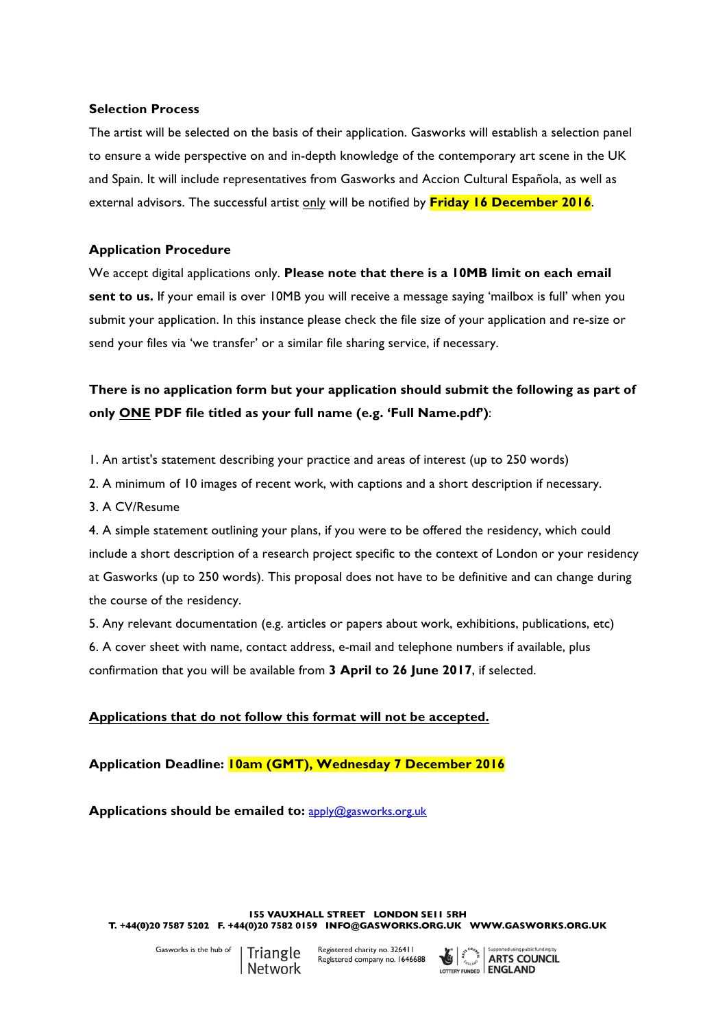**Selection Process**

The artist will be selected on the basis of their application. Gasworks will establish a selection panel to ensure a wide perspective on and in-depth knowledge of the contemporary art scene in the UK and Spain. It will include representatives from Gasworks and Accion Cultural Española, as well as external advisors. The successful artist only will be notified by **Friday 16 December 2016**.

**Application Procedure**

We accept digital applications only. **Please note that there is a 10MB limit on each email sent to us.** If your email is over 10MB you will receive a message saying 'mailbox is full' when you submit your application. In this instance please check the file size of your application and re-size or send your files via 'we transfer' or a similar file sharing service, if necessary.

**There is no application form but your application should submit the following as part of only ONE PDF file titled as your full name (e.g. 'Full Name.pdf')**:

1. An artist's statement describing your practice and areas of interest (up to 250 words)
2. A minimum of 10 images of recent work, with captions and a short description if necessary.
3. A CV/Resume
4. A simple statement outlining your plans, if you were to be offered the residency, which could include a short description of a research project specific to the context of London or your residency at Gasworks (up to 250 words). This proposal does not have to be definitive and can change during the course of the residency.
5. Any relevant documentation (e.g. articles or papers about work, exhibitions, publications, etc)
6. A cover sheet with name, contact address, e-mail and telephone numbers if available, plus confirmation that you will be available from **3 April to 26 June 2017**, if selected.

**Applications that do not follow this format will not be accepted.**

**Application Deadline: 10am (GMT), Wednesday 7 December 2016**

**Applications should be emailed to:** apply@gasworks.org.uk